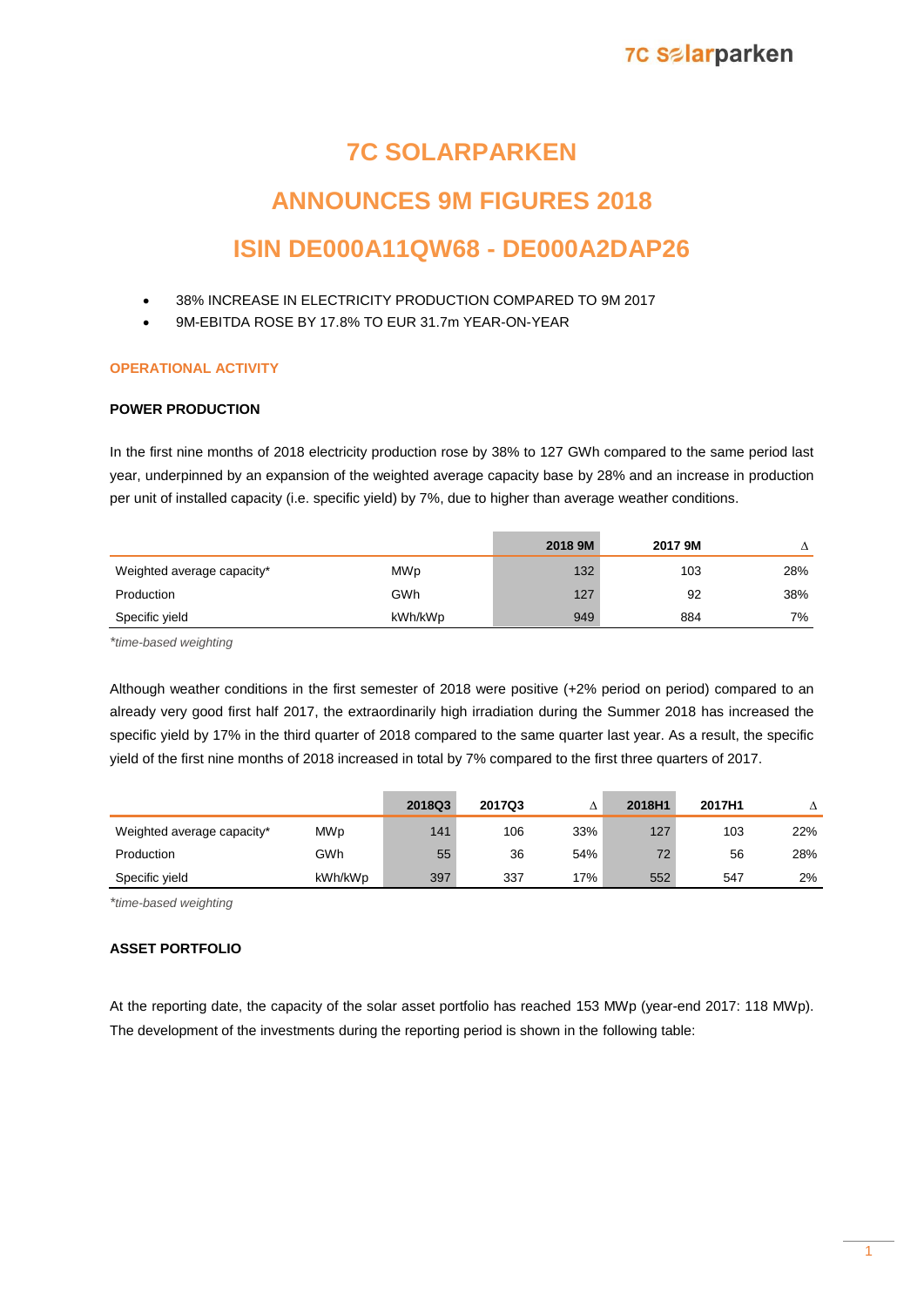# 7C SOLARPARKEN

# ANNOUNCES 9M FIGURES 2018

# ISIN DE000A11QW68 - DE000A2DAP26

- 38% INCREASE IN ELECTRICITY PRODUCTION COMPARED TO 9M 2017
- 9M-EBITDA ROSE BY 17.8% TO EUR 31.7m YEAR-ON-YEAR

## OPERATIONAL ACTIVITY

### POWER PRODUCTION

In the first nine months of 2018 electricity production rose by 38% to 127 GWh compared to the same period last year, underpinned by an expansion of the weighted average capacity base by 28% and an increase in production per unit of installed capacity (i.e. specific yield) by 7%, due to higher than average weather conditions.

| | | 2018 9M | 2017 9M | Δ |
|---|---|---|---|---|
| Weighted average capacity* | MWp | 132 | 103 | 28% |
| Production | GWh | 127 | 92 | 38% |
| Specific yield | kWh/kWp | 949 | 884 | 7% |

*\*time-based weighting*

Although weather conditions in the first semester of 2018 were positive (+2% period on period) compared to an already very good first half 2017, the extraordinarily high irradiation during the Summer 2018 has increased the specific yield by 17% in the third quarter of 2018 compared to the same quarter last year. As a result, the specific yield of the first nine months of 2018 increased in total by 7% compared to the first three quarters of 2017.

| | | 2018Q3 | 2017Q3 | Δ | 2018H1 | 2017H1 | Δ |
|---|---|---|---|---|---|---|---|
| Weighted average capacity* | MWp | 141 | 106 | 33% | 127 | 103 | 22% |
| Production | GWh | 55 | 36 | 54% | 72 | 56 | 28% |
| Specific yield | kWh/kWp | 397 | 337 | 17% | 552 | 547 | 2% |

*\*time-based weighting*

### ASSET PORTFOLIO

At the reporting date, the capacity of the solar asset portfolio has reached 153 MWp (year-end 2017: 118 MWp). The development of the investments during the reporting period is shown in the following table: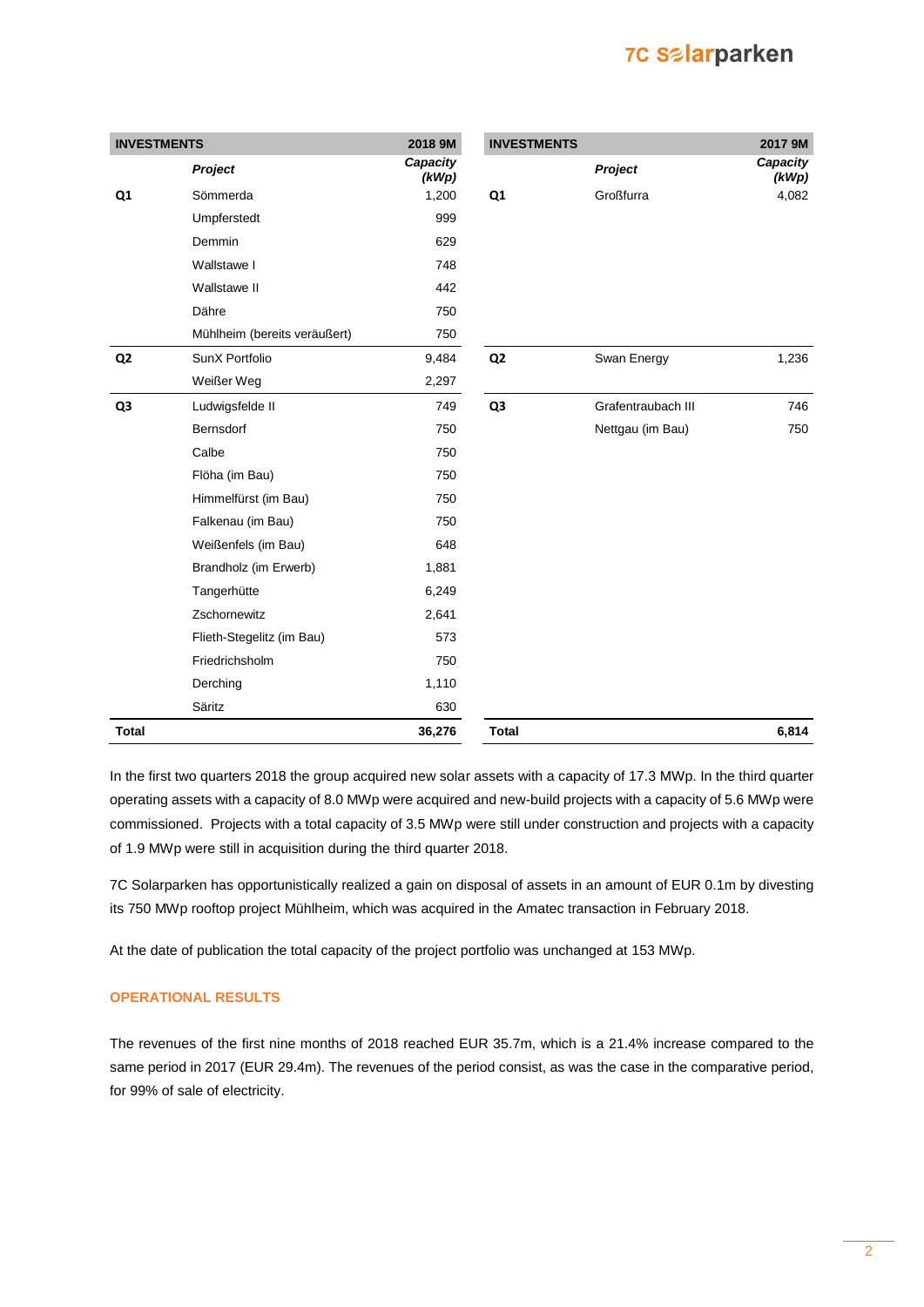| INVESTMENTS | | 2018 9M |
|---|---|---|
| | ***Project*** | ***Capacity (kWp)*** |
| **Q1** | Sömmerda | 1,200 |
| | Umpferstedt | 999 |
| | Demmin | 629 |
| | Wallstawe I | 748 |
| | Wallstawe II | 442 |
| | Dähre | 750 |
| | Mühlheim (bereits veräußert) | 750 |
| **Q2** | SunX Portfolio | 9,484 |
| | Weißer Weg | 2,297 |
| **Q3** | Ludwigsfelde II | 749 |
| | Bernsdorf | 750 |
| | Calbe | 750 |
| | Flöha (im Bau) | 750 |
| | Himmelfürst (im Bau) | 750 |
| | Falkenau (im Bau) | 750 |
| | Weißenfels (im Bau) | 648 |
| | Brandholz (im Erwerb) | 1,881 |
| | Tangerhütte | 6,249 |
| | Zschornewitz | 2,641 |
| | Flieth-Stegelitz (im Bau) | 573 |
| | Friedrichsholm | 750 |
| | Derching | 1,110 |
| | Säritz | 630 |
| **Total** | | **36,276** |

| INVESTMENTS | | 2017 9M |
|---|---|---|
| | ***Project*** | ***Capacity (kWp)*** |
| **Q1** | Großfurra | 4,082 |
| **Q2** | Swan Energy | 1,236 |
| **Q3** | Grafentraubach III | 746 |
| | Nettgau (im Bau) | 750 |
| **Total** | | **6,814** |

In the first two quarters 2018 the group acquired new solar assets with a capacity of 17.3 MWp. In the third quarter operating assets with a capacity of 8.0 MWp were acquired and new-build projects with a capacity of 5.6 MWp were commissioned. Projects with a total capacity of 3.5 MWp were still under construction and projects with a capacity of 1.9 MWp were still in acquisition during the third quarter 2018.

7C Solarparken has opportunistically realized a gain on disposal of assets in an amount of EUR 0.1m by divesting its 750 MWp rooftop project Mühlheim, which was acquired in the Amatec transaction in February 2018.

At the date of publication the total capacity of the project portfolio was unchanged at 153 MWp.

## OPERATIONAL RESULTS

The revenues of the first nine months of 2018 reached EUR 35.7m, which is a 21.4% increase compared to the same period in 2017 (EUR 29.4m). The revenues of the period consist, as was the case in the comparative period, for 99% of sale of electricity.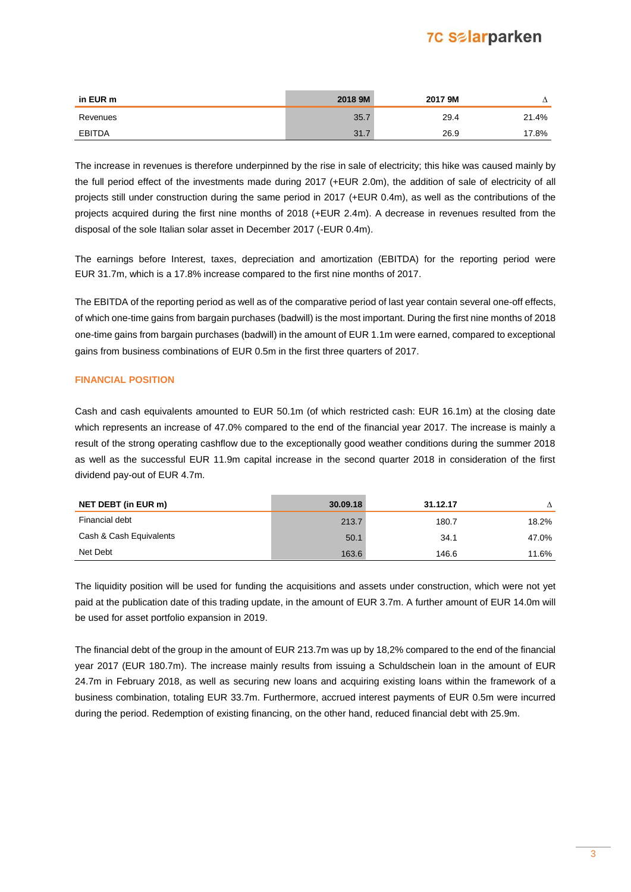| in EUR m | 2018 9M | 2017 9M | Δ |
|---|---|---|---|
| Revenues | 35.7 | 29.4 | 21.4% |
| EBITDA | 31.7 | 26.9 | 17.8% |

The increase in revenues is therefore underpinned by the rise in sale of electricity; this hike was caused mainly by the full period effect of the investments made during 2017 (+EUR 2.0m), the addition of sale of electricity of all projects still under construction during the same period in 2017 (+EUR 0.4m), as well as the contributions of the projects acquired during the first nine months of 2018 (+EUR 2.4m). A decrease in revenues resulted from the disposal of the sole Italian solar asset in December 2017 (-EUR 0.4m).

The earnings before Interest, taxes, depreciation and amortization (EBITDA) for the reporting period were EUR 31.7m, which is a 17.8% increase compared to the first nine months of 2017.

The EBITDA of the reporting period as well as of the comparative period of last year contain several one-off effects, of which one-time gains from bargain purchases (badwill) is the most important. During the first nine months of 2018 one-time gains from bargain purchases (badwill) in the amount of EUR 1.1m were earned, compared to exceptional gains from business combinations of EUR 0.5m in the first three quarters of 2017.

## FINANCIAL POSITION

Cash and cash equivalents amounted to EUR 50.1m (of which restricted cash: EUR 16.1m) at the closing date which represents an increase of 47.0% compared to the end of the financial year 2017. The increase is mainly a result of the strong operating cashflow due to the exceptionally good weather conditions during the summer 2018 as well as the successful EUR 11.9m capital increase in the second quarter 2018 in consideration of the first dividend pay-out of EUR 4.7m.

| NET DEBT (in EUR m) | 30.09.18 | 31.12.17 | Δ |
|---|---|---|---|
| Financial debt | 213.7 | 180.7 | 18.2% |
| Cash & Cash Equivalents | 50.1 | 34.1 | 47.0% |
| Net Debt | 163.6 | 146.6 | 11.6% |

The liquidity position will be used for funding the acquisitions and assets under construction, which were not yet paid at the publication date of this trading update, in the amount of EUR 3.7m. A further amount of EUR 14.0m will be used for asset portfolio expansion in 2019.

The financial debt of the group in the amount of EUR 213.7m was up by 18,2% compared to the end of the financial year 2017 (EUR 180.7m). The increase mainly results from issuing a Schuldschein loan in the amount of EUR 24.7m in February 2018, as well as securing new loans and acquiring existing loans within the framework of a business combination, totaling EUR 33.7m. Furthermore, accrued interest payments of EUR 0.5m were incurred during the period. Redemption of existing financing, on the other hand, reduced financial debt with 25.9m.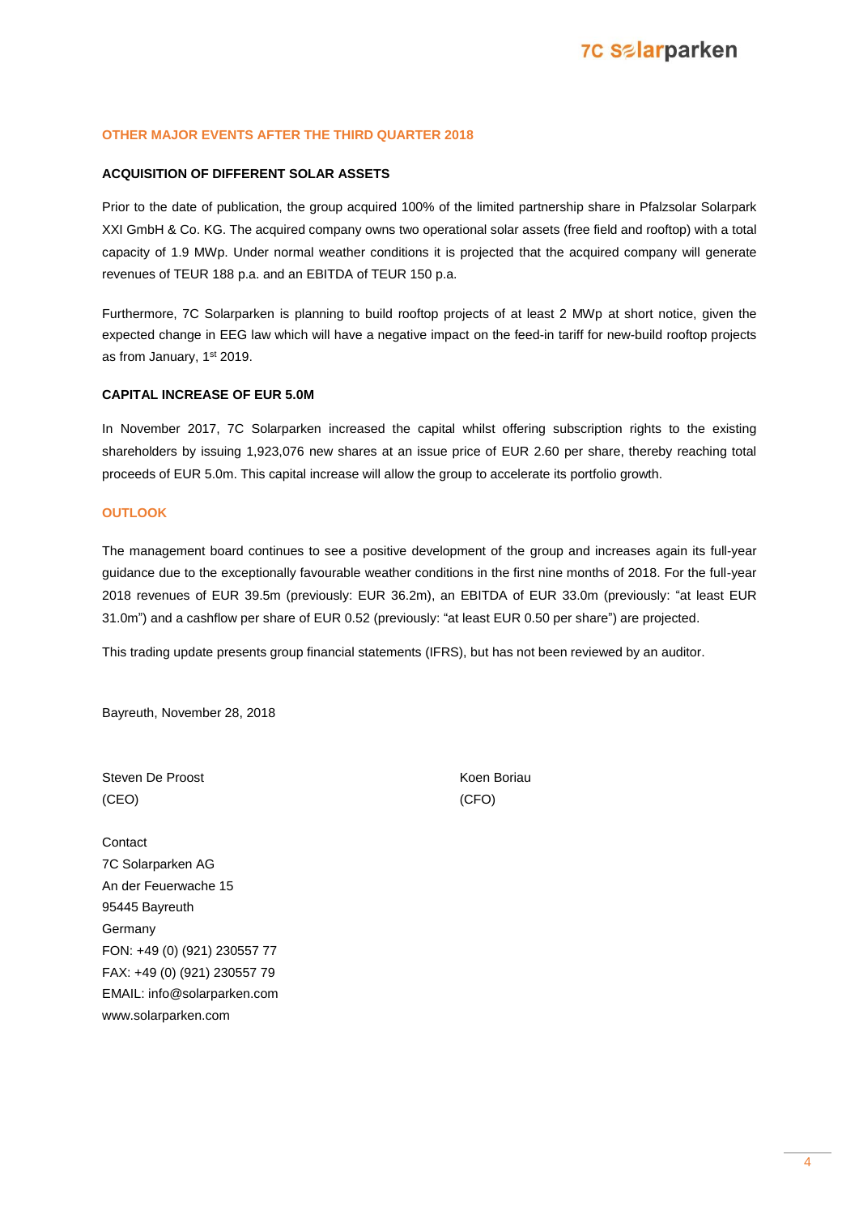## OTHER MAJOR EVENTS AFTER THE THIRD QUARTER 2018

### ACQUISITION OF DIFFERENT SOLAR ASSETS

Prior to the date of publication, the group acquired 100% of the limited partnership share in Pfalzsolar Solarpark XXI GmbH & Co. KG. The acquired company owns two operational solar assets (free field and rooftop) with a total capacity of 1.9 MWp. Under normal weather conditions it is projected that the acquired company will generate revenues of TEUR 188 p.a. and an EBITDA of TEUR 150 p.a.

Furthermore, 7C Solarparken is planning to build rooftop projects of at least 2 MWp at short notice, given the expected change in EEG law which will have a negative impact on the feed-in tariff for new-build rooftop projects as from January, 1st 2019.

### CAPITAL INCREASE OF EUR 5.0M

In November 2017, 7C Solarparken increased the capital whilst offering subscription rights to the existing shareholders by issuing 1,923,076 new shares at an issue price of EUR 2.60 per share, thereby reaching total proceeds of EUR 5.0m. This capital increase will allow the group to accelerate its portfolio growth.

## OUTLOOK

The management board continues to see a positive development of the group and increases again its full-year guidance due to the exceptionally favourable weather conditions in the first nine months of 2018. For the full-year 2018 revenues of EUR 39.5m (previously: EUR 36.2m), an EBITDA of EUR 33.0m (previously: "at least EUR 31.0m") and a cashflow per share of EUR 0.52 (previously: "at least EUR 0.50 per share") are projected.

This trading update presents group financial statements (IFRS), but has not been reviewed by an auditor.

Bayreuth, November 28, 2018

Steven De Proost
(CEO)

Koen Boriau
(CFO)

Contact
7C Solarparken AG
An der Feuerwache 15
95445 Bayreuth
Germany
FON: +49 (0) (921) 230557 77
FAX: +49 (0) (921) 230557 79
EMAIL: info@solarparken.com
www.solarparken.com